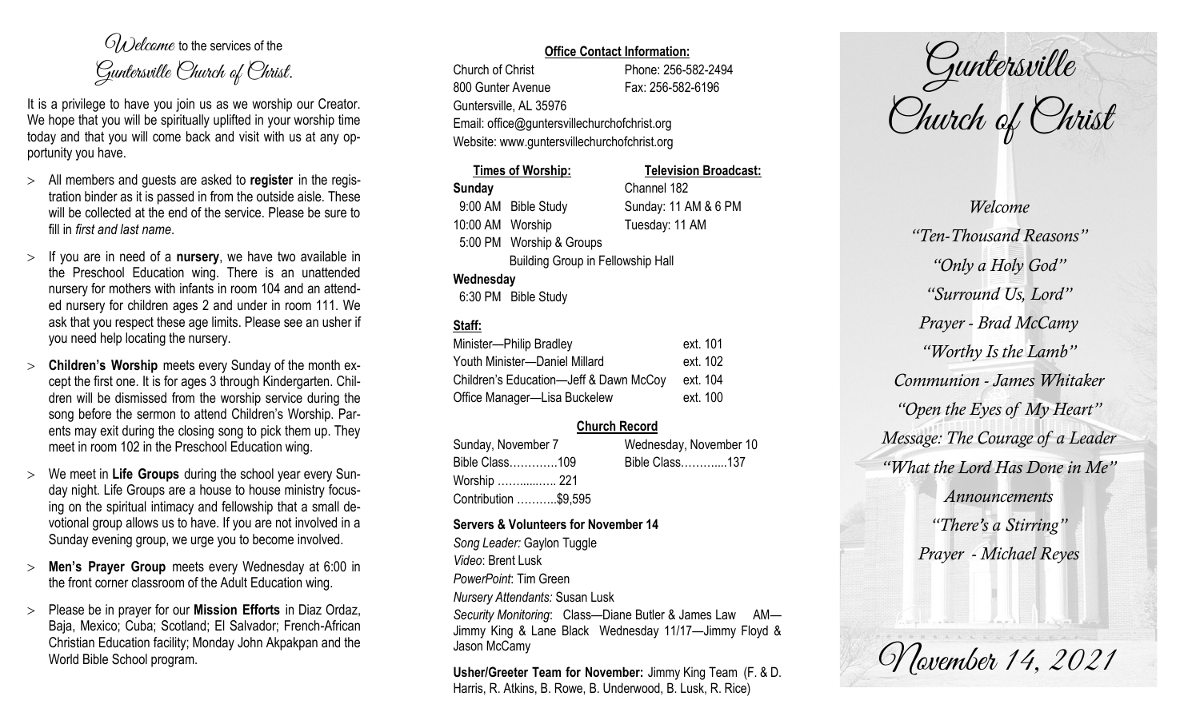*Welcome* to the services of the *Guntersville Church of Christ*.

It is a privilege to have you join us as we worship our Creator. We hope that you will be spiritually uplifted in your worship time today and that you will come back and visit with us at any opportunity you have.

- All members and guests are asked to **register** in the registration binder as it is passed in from the outside aisle. These will be collected at the end of the service. Please be sure to fill in *first and last name*.
- If you are in need of a **nursery**, we have two available in the Preschool Education wing. There is an unattended nursery for mothers with infants in room 104 and an attended nursery for children ages 2 and under in room 111. We ask that you respect these age limits. Please see an usher if you need help locating the nursery.
- **Children's Worship** meets every Sunday of the month except the first one. It is for ages 3 through Kindergarten. Children will be dismissed from the worship service during the song before the sermon to attend Children's Worship. Parents may exit during the closing song to pick them up. They meet in room 102 in the Preschool Education wing.
- We meet in **Life Groups** during the school year every Sunday night. Life Groups are a house to house ministry focusing on the spiritual intimacy and fellowship that a small devotional group allows us to have. If you are not involved in a Sunday evening group, we urge you to become involved.
- **Men's Prayer Group** meets every Wednesday at 6:00 in the front corner classroom of the Adult Education wing.
- Please be in prayer for our **Mission Efforts** in Diaz Ordaz, Baja, Mexico; Cuba; Scotland; El Salvador; French-African Christian Education facility; Monday John Akpakpan and the World Bible School program.

**Office Contact Information:**

Church of Christ
800 Gunter Avenue
Guntersville, AL 35976
Phone: 256-582-2494
Fax: 256-582-6196
Email: office@guntersvillechurchofchrist.org
Website: www.guntersvillechurchofchrist.org

**Times of Worship:**

**Sunday**
9:00 AM Bible Study
10:00 AM Worship
5:00 PM Worship & Groups
Building Group in Fellowship Hall

**Wednesday**
6:30 PM Bible Study

**Television Broadcast:**

Channel 182
Sunday: 11 AM & 6 PM
Tuesday: 11 AM

**Staff:**

| | |
|---|---|
| Minister—Philip Bradley | ext. 101 |
| Youth Minister—Daniel Millard | ext. 102 |
| Children's Education—Jeff & Dawn McCoy | ext. 104 |
| Office Manager—Lisa Buckelew | ext. 100 |

**Church Record**

| Sunday, November 7 | Wednesday, November 10 |
|---|---|
| Bible Class…………109 | Bible Class………...137 |
| Worship ……...…... 221 | |
| Contribution ………..$9,595 | |

**Servers & Volunteers for November 14**

*Song Leader:* Gaylon Tuggle
*Video*: Brent Lusk
*PowerPoint*: Tim Green
*Nursery Attendants:* Susan Lusk
*Security Monitoring*: Class—Diane Butler & James Law AM—Jimmy King & Lane Black Wednesday 11/17—Jimmy Floyd & Jason McCamy

**Usher/Greeter Team for November:** Jimmy King Team (F. & D. Harris, R. Atkins, B. Rowe, B. Underwood, B. Lusk, R. Rice)

# Guntersville Church of Christ

*Welcome*
*"Ten-Thousand Reasons"*
*"Only a Holy God"*
*"Surround Us, Lord"*
*Prayer - Brad McCamy*
*"Worthy Is the Lamb"*
*Communion - James Whitaker*
*"Open the Eyes of My Heart"*
*Message: The Courage of a Leader*
*"What the Lord Has Done in Me"*
*Announcements*
*"There's a Stirring"*
*Prayer - Michael Reyes*

*November 14, 2021*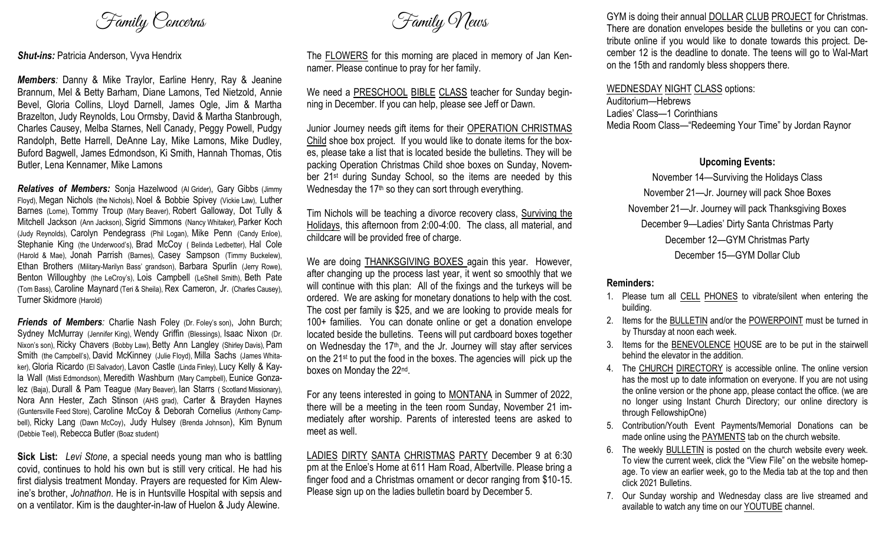# Family Concerns

***Shut-ins:*** Patricia Anderson, Vyva Hendrix

***Members:*** Danny & Mike Traylor, Earline Henry, Ray & Jeanine Brannum, Mel & Betty Barham, Diane Lamons, Ted Nietzold, Annie Bevel, Gloria Collins, Lloyd Darnell, James Ogle, Jim & Martha Brazelton, Judy Reynolds, Lou Ormsby, David & Martha Stanbrough, Charles Causey, Melba Starnes, Nell Canady, Peggy Powell, Pudgy Randolph, Bette Harrell, DeAnne Lay, Mike Lamons, Mike Dudley, Buford Bagwell, James Edmondson, Ki Smith, Hannah Thomas, Otis Butler, Lena Kennamer, Mike Lamons

***Relatives of Members:*** Sonja Hazelwood (Al Grider), Gary Gibbs (Jimmy Floyd), Megan Nichols (the Nichols), Noel & Bobbie Spivey (Vickie Law), Luther Barnes (Lorne), Tommy Troup (Mary Beaver), Robert Galloway, Dot Tully & Mitchell Jackson (Ann Jackson), Sigrid Simmons (Nancy Whitaker), Parker Koch (Judy Reynolds), Carolyn Pendegrass (Phil Logan), Mike Penn (Candy Enloe), Stephanie King (the Underwood's), Brad McCoy ( Belinda Ledbetter), Hal Cole (Harold & Mae), Jonah Parrish (Barnes), Casey Sampson (Timmy Buckelew), Ethan Brothers (Military-Marilyn Bass' grandson), Barbara Spurlin (Jerry Rowe), Benton Willoughby (the LeCroy's), Lois Campbell (LeShell Smith), Beth Pate (Tom Bass), Caroline Maynard (Teri & Sheila), Rex Cameron, Jr. (Charles Causey), Turner Skidmore (Harold)

***Friends of Members:*** Charlie Nash Foley (Dr. Foley's son), John Burch; Sydney McMurray (Jennifer King), Wendy Griffin (Blessings), Isaac Nixon (Dr. Nixon's son), Ricky Chavers (Bobby Law), Betty Ann Langley (Shirley Davis), Pam Smith (the Campbell's), David McKinney (Julie Floyd), Milla Sachs (James Whitaker), Gloria Ricardo (El Salvador), Lavon Castle (Linda Finley), Lucy Kelly & Kayla Wall (Misti Edmondson), Meredith Washburn (Mary Campbell), Eunice Gonzalez (Baja), Durall & Pam Teague (Mary Beaver), Ian Starrs ( Scotland Missionary), Nora Ann Hester, Zach Stinson (AHS grad), Carter & Brayden Haynes (Guntersville Feed Store), Caroline McCoy & Deborah Cornelius (Anthony Campbell), Ricky Lang (Dawn McCoy), Judy Hulsey (Brenda Johnson), Kim Bynum (Debbie Teel), Rebecca Butler (Boaz student)

**Sick List:** *Levi Stone*, a special needs young man who is battling covid, continues to hold his own but is still very critical. He had his first dialysis treatment Monday. Prayers are requested for Kim Alewine's brother, *Johnathon*. He is in Huntsville Hospital with sepsis and on a ventilator. Kim is the daughter-in-law of Huelon & Judy Alewine.

# Family News

The FLOWERS for this morning are placed in memory of Jan Kennamer. Please continue to pray for her family.

We need a PRESCHOOL BIBLE CLASS teacher for Sunday beginning in December. If you can help, please see Jeff or Dawn.

Junior Journey needs gift items for their OPERATION CHRISTMAS Child shoe box project. If you would like to donate items for the boxes, please take a list that is located beside the bulletins. They will be packing Operation Christmas Child shoe boxes on Sunday, November 21st during Sunday School, so the items are needed by this Wednesday the 17th so they can sort through everything.

Tim Nichols will be teaching a divorce recovery class, Surviving the Holidays, this afternoon from 2:00-4:00. The class, all material, and childcare will be provided free of charge.

We are doing THANKSGIVING BOXES again this year. However, after changing up the process last year, it went so smoothly that we will continue with this plan: All of the fixings and the turkeys will be ordered. We are asking for monetary donations to help with the cost. The cost per family is $25, and we are looking to provide meals for 100+ families. You can donate online or get a donation envelope located beside the bulletins. Teens will put cardboard boxes together on Wednesday the 17th, and the Jr. Journey will stay after services on the 21st to put the food in the boxes. The agencies will pick up the boxes on Monday the 22nd.

For any teens interested in going to MONTANA in Summer of 2022, there will be a meeting in the teen room Sunday, November 21 immediately after worship. Parents of interested teens are asked to meet as well.

LADIES DIRTY SANTA CHRISTMAS PARTY December 9 at 6:30 pm at the Enloe's Home at 611 Ham Road, Albertville. Please bring a finger food and a Christmas ornament or decor ranging from $10-15. Please sign up on the ladies bulletin board by December 5.

GYM is doing their annual DOLLAR CLUB PROJECT for Christmas. There are donation envelopes beside the bulletins or you can contribute online if you would like to donate towards this project. December 12 is the deadline to donate. The teens will go to Wal-Mart on the 15th and randomly bless shoppers there.

WEDNESDAY NIGHT CLASS options:
Auditorium—Hebrews
Ladies' Class—1 Corinthians
Media Room Class—"Redeeming Your Time" by Jordan Raynor

### Upcoming Events:

November 14—Surviving the Holidays Class
November 21—Jr. Journey will pack Shoe Boxes
November 21—Jr. Journey will pack Thanksgiving Boxes
December 9—Ladies' Dirty Santa Christmas Party
December 12—GYM Christmas Party
December 15—GYM Dollar Club

### Reminders:

1. Please turn all CELL PHONES to vibrate/silent when entering the building.
2. Items for the BULLETIN and/or the POWERPOINT must be turned in by Thursday at noon each week.
3. Items for the BENEVOLENCE HOUSE are to be put in the stairwell behind the elevator in the addition.
4. The CHURCH DIRECTORY is accessible online. The online version has the most up to date information on everyone. If you are not using the online version or the phone app, please contact the office. (we are no longer using Instant Church Directory; our online directory is through FellowshipOne)
5. Contribution/Youth Event Payments/Memorial Donations can be made online using the PAYMENTS tab on the church website.
6. The weekly BULLETIN is posted on the church website every week. To view the current week, click the "View File" on the website homepage. To view an earlier week, go to the Media tab at the top and then click 2021 Bulletins.
7. Our Sunday worship and Wednesday class are live streamed and available to watch any time on our YOUTUBE channel.